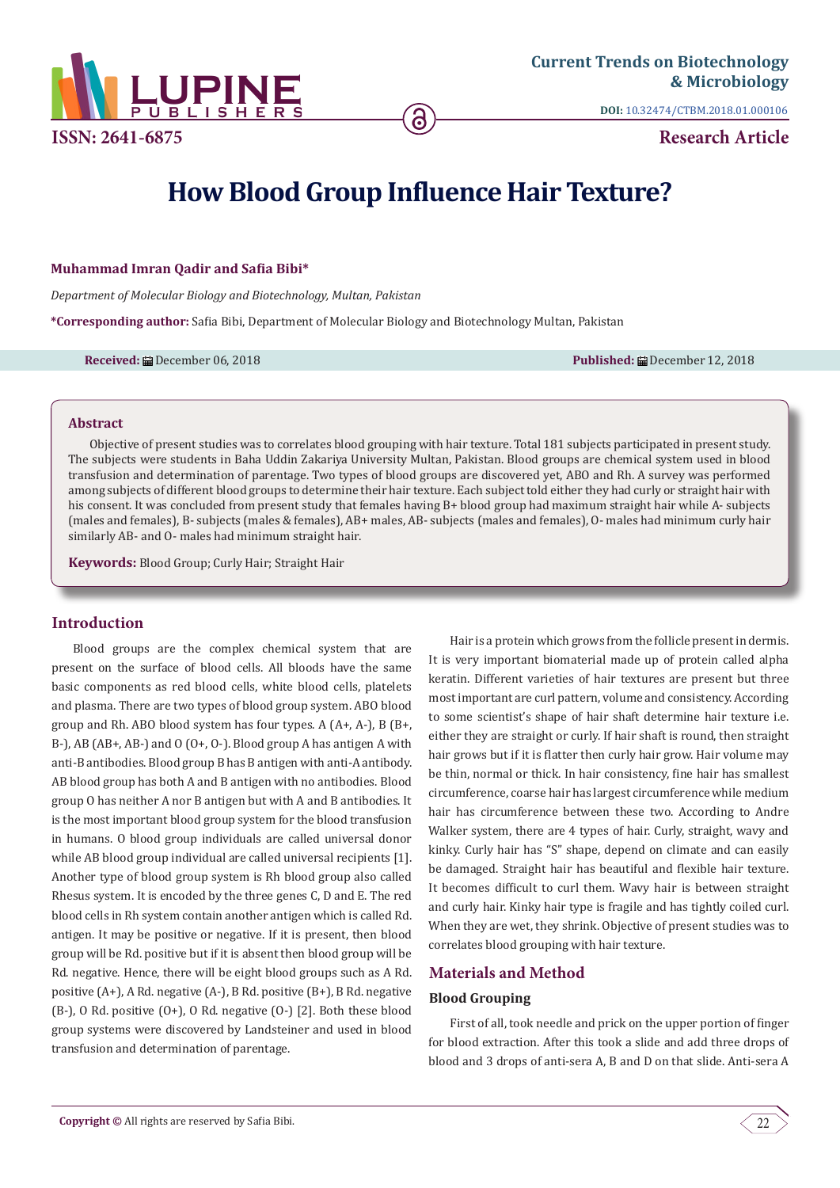# How Blood Group Influence Hair Texture?

**Muhammad Imran Qadir and Safia Bibi***

*Department of Molecular Biology and Biotechnology, Multan, Pakistan*

***Corresponding author:** Safia Bibi, Department of Molecular Biology and Biotechnology Multan, Pakistan

**Received:** December 06, 2018 **Published:** December 12, 2018

## Abstract

Objective of present studies was to correlates blood grouping with hair texture. Total 181 subjects participated in present study. The subjects were students in Baha Uddin Zakariya University Multan, Pakistan. Blood groups are chemical system used in blood transfusion and determination of parentage. Two types of blood groups are discovered yet, ABO and Rh. A survey was performed among subjects of different blood groups to determine their hair texture. Each subject told either they had curly or straight hair with his consent. It was concluded from present study that females having B+ blood group had maximum straight hair while A- subjects (males and females), B- subjects (males & females), AB+ males, AB- subjects (males and females), O- males had minimum curly hair similarly AB- and O- males had minimum straight hair.

**Keywords:** Blood Group; Curly Hair; Straight Hair

## Introduction

Blood groups are the complex chemical system that are present on the surface of blood cells. All bloods have the same basic components as red blood cells, white blood cells, platelets and plasma. There are two types of blood group system. ABO blood group and Rh. ABO blood system has four types. A (A+, A-), B (B+, B-), AB (AB+, AB-) and O (O+, O-). Blood group A has antigen A with anti-B antibodies. Blood group B has B antigen with anti-A antibody. AB blood group has both A and B antigen with no antibodies. Blood group O has neither A nor B antigen but with A and B antibodies. It is the most important blood group system for the blood transfusion in humans. O blood group individuals are called universal donor while AB blood group individual are called universal recipients [1]. Another type of blood group system is Rh blood group also called Rhesus system. It is encoded by the three genes C, D and E. The red blood cells in Rh system contain another antigen which is called Rd. antigen. It may be positive or negative. If it is present, then blood group will be Rd. positive but if it is absent then blood group will be Rd. negative. Hence, there will be eight blood groups such as A Rd. positive (A+), A Rd. negative (A-), B Rd. positive (B+), B Rd. negative (B-), O Rd. positive (O+), O Rd. negative (O-) [2]. Both these blood group systems were discovered by Landsteiner and used in blood transfusion and determination of parentage.

Hair is a protein which grows from the follicle present in dermis. It is very important biomaterial made up of protein called alpha keratin. Different varieties of hair textures are present but three most important are curl pattern, volume and consistency. According to some scientist's shape of hair shaft determine hair texture i.e. either they are straight or curly. If hair shaft is round, then straight hair grows but if it is flatter then curly hair grow. Hair volume may be thin, normal or thick. In hair consistency, fine hair has smallest circumference, coarse hair has largest circumference while medium hair has circumference between these two. According to Andre Walker system, there are 4 types of hair. Curly, straight, wavy and kinky. Curly hair has "S" shape, depend on climate and can easily be damaged. Straight hair has beautiful and flexible hair texture. It becomes difficult to curl them. Wavy hair is between straight and curly hair. Kinky hair type is fragile and has tightly coiled curl. When they are wet, they shrink. Objective of present studies was to correlates blood grouping with hair texture.

## Materials and Method

### Blood Grouping

First of all, took needle and prick on the upper portion of finger for blood extraction. After this took a slide and add three drops of blood and 3 drops of anti-sera A, B and D on that slide. Anti-sera A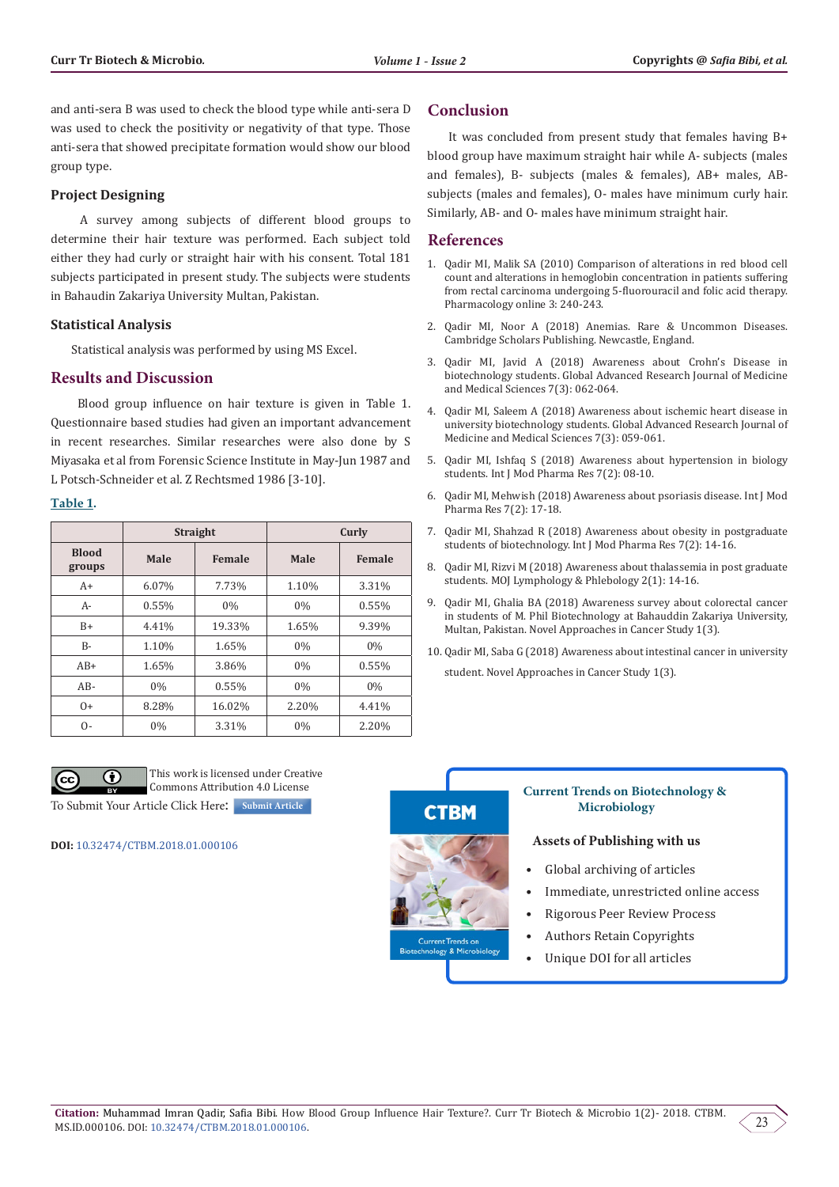and anti-sera B was used to check the blood type while anti-sera D was used to check the positivity or negativity of that type. Those anti-sera that showed precipitate formation would show our blood group type.

### Project Designing

A survey among subjects of different blood groups to determine their hair texture was performed. Each subject told either they had curly or straight hair with his consent. Total 181 subjects participated in present study. The subjects were students in Bahaudin Zakariya University Multan, Pakistan.

### Statistical Analysis

Statistical analysis was performed by using MS Excel.

## Results and Discussion

Blood group influence on hair texture is given in Table 1. Questionnaire based studies had given an important advancement in recent researches. Similar researches were also done by S Miyasaka et al from Forensic Science Institute in May-Jun 1987 and L Potsch-Schneider et al. Z Rechtsmed 1986 [3-10].

**Table 1.**

| | Straight | | Curly | |
|---|---|---|---|---|
| **Blood groups** | **Male** | **Female** | **Male** | **Female** |
| A+ | 6.07% | 7.73% | 1.10% | 3.31% |
| A- | 0.55% | 0% | 0% | 0.55% |
| B+ | 4.41% | 19.33% | 1.65% | 9.39% |
| B- | 1.10% | 1.65% | 0% | 0% |
| AB+ | 1.65% | 3.86% | 0% | 0.55% |
| AB- | 0% | 0.55% | 0% | 0% |
| O+ | 8.28% | 16.02% | 2.20% | 4.41% |
| O- | 0% | 3.31% | 0% | 2.20% |

## Conclusion

It was concluded from present study that females having B+ blood group have maximum straight hair while A- subjects (males and females), B- subjects (males & females), AB+ males, AB- subjects (males and females), O- males have minimum curly hair. Similarly, AB- and O- males have minimum straight hair.

## References

1. Qadir MI, Malik SA (2010) Comparison of alterations in red blood cell count and alterations in hemoglobin concentration in patients suffering from rectal carcinoma undergoing 5-fluorouracil and folic acid therapy. Pharmacology online 3: 240-243.
2. Qadir MI, Noor A (2018) Anemias. Rare & Uncommon Diseases. Cambridge Scholars Publishing. Newcastle, England.
3. Qadir MI, Javid A (2018) Awareness about Crohn's Disease in biotechnology students. Global Advanced Research Journal of Medicine and Medical Sciences 7(3): 062-064.
4. Qadir MI, Saleem A (2018) Awareness about ischemic heart disease in university biotechnology students. Global Advanced Research Journal of Medicine and Medical Sciences 7(3): 059-061.
5. Qadir MI, Ishfaq S (2018) Awareness about hypertension in biology students. Int J Mod Pharma Res 7(2): 08-10.
6. Qadir MI, Mehwish (2018) Awareness about psoriasis disease. Int J Mod Pharma Res 7(2): 17-18.
7. Qadir MI, Shahzad R (2018) Awareness about obesity in postgraduate students of biotechnology. Int J Mod Pharma Res 7(2): 14-16.
8. Qadir MI, Rizvi M (2018) Awareness about thalassemia in post graduate students. MOJ Lymphology & Phlebology 2(1): 14-16.
9. Qadir MI, Ghalia BA (2018) Awareness survey about colorectal cancer in students of M. Phil Biotechnology at Bahauddin Zakariya University, Multan, Pakistan. Novel Approaches in Cancer Study 1(3).
10. Qadir MI, Saba G (2018) Awareness about intestinal cancer in university student. Novel Approaches in Cancer Study 1(3).

This work is licensed under Creative Commons Attribution 4.0 License

To Submit Your Article Click Here: Submit Article

**DOI:** 10.32474/CTBM.2018.01.000106

**Current Trends on Biotechnology & Microbiology**

**Assets of Publishing with us**

- Global archiving of articles
- Immediate, unrestricted online access
- Rigorous Peer Review Process
- Authors Retain Copyrights
- Unique DOI for all articles

**Citation:** Muhammad Imran Qadir, Safia Bibi. How Blood Group Influence Hair Texture?. Curr Tr Biotech & Microbio 1(2)- 2018. CTBM. MS.ID.000106. DOI: 10.32474/CTBM.2018.01.000106.